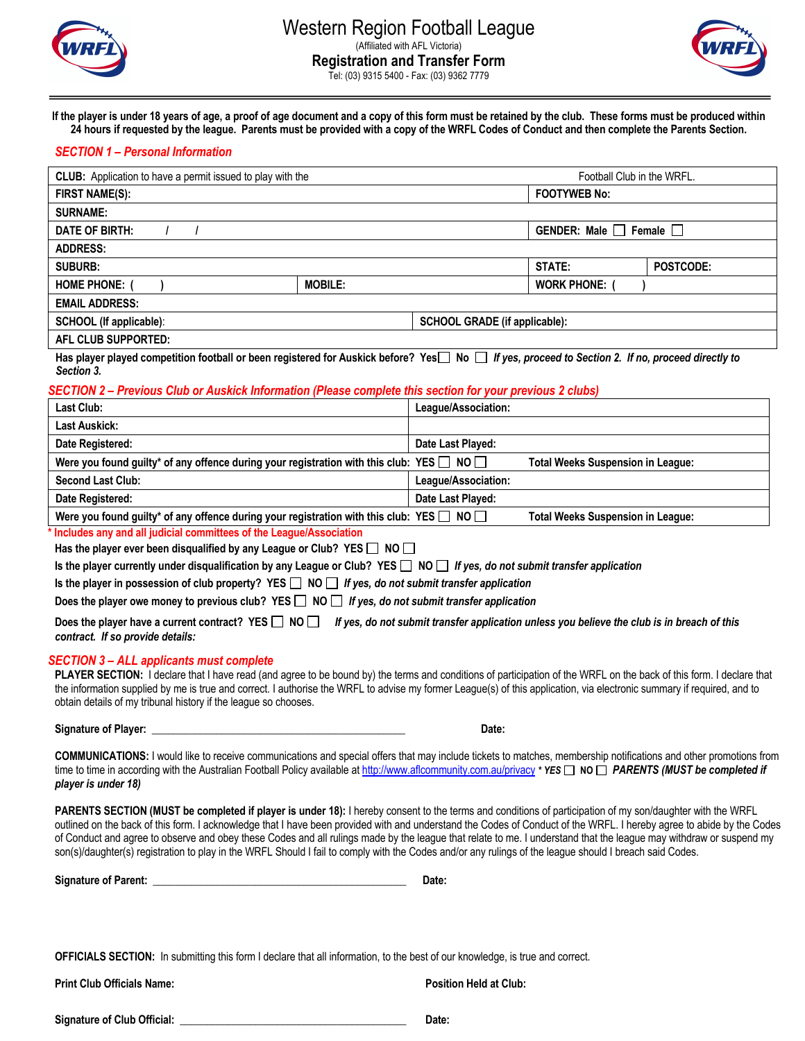# Western Region Football League

(Affiliated with AFL Victoria)

## Registration and Transfer Form

Tel: (03) 9315 5400 - Fax: (03) 9362 7779

**If the player is under 18 years of age, a proof of age document and a copy of this form must be retained by the club. These forms must be produced within 24 hours if requested by the league. Parents must be provided with a copy of the WRFL Codes of Conduct and then complete the Parents Section.**

## *SECTION 1 – Personal Information*

| | | | |
|---|---|---|---|
| **CLUB:** Application to have a permit issued to play with the | | Football Club in the WRFL. | |
| **FIRST NAME(S):** | | **FOOTYWEB No:** | |
| **SURNAME:** | | | |
| **DATE OF BIRTH:** / / | | **GENDER:** Male ☐ Female ☐ | |
| **ADDRESS:** | | | |
| **SUBURB:** | | **STATE:** | **POSTCODE:** |
| **HOME PHONE:** ( ) | **MOBILE:** | **WORK PHONE:** ( ) | |
| **EMAIL ADDRESS:** | | | |
| **SCHOOL (If applicable):** | **SCHOOL GRADE (if applicable):** | | |
| **AFL CLUB SUPPORTED:** | | | |

**Has player played competition football or been registered for Auskick before? Yes ☐ No ☐** ***If yes, proceed to Section 2. If no, proceed directly to Section 3.***

## *SECTION 2 – Previous Club or Auskick Information (Please complete this section for your previous 2 clubs)*

| | |
|---|---|
| **Last Club:** | **League/Association:** |
| **Last Auskick:** | |
| **Date Registered:** | **Date Last Played:** |
| **Were you found guilty\* of any offence during your registration with this club: YES ☐ NO ☐** | **Total Weeks Suspension in League:** |
| **Second Last Club:** | **League/Association:** |
| **Date Registered:** | **Date Last Played:** |
| **Were you found guilty\* of any offence during your registration with this club: YES ☐ NO ☐** | **Total Weeks Suspension in League:** |

\* Includes any and all judicial committees of the League/Association

**Has the player ever been disqualified by any League or Club? YES ☐ NO ☐**

**Is the player currently under disqualification by any League or Club? YES ☐ NO ☐** ***If yes, do not submit transfer application***

**Is the player in possession of club property? YES ☐ NO ☐** ***If yes, do not submit transfer application***

**Does the player owe money to previous club? YES ☐ NO ☐** ***If yes, do not submit transfer application***

**Does the player have a current contract? YES ☐ NO ☐** ***If yes, do not submit transfer application unless you believe the club is in breach of this contract. If so provide details:***

## *SECTION 3 – ALL applicants must complete*

**PLAYER SECTION:** I declare that I have read (and agree to be bound by) the terms and conditions of participation of the WRFL on the back of this form. I declare that the information supplied by me is true and correct. I authorise the WRFL to advise my former League(s) of this application, via electronic summary if required, and to obtain details of my tribunal history if the league so chooses.

**Signature of Player:** ______________________________________________ **Date:**

**COMMUNICATIONS:** I would like to receive communications and special offers that may include tickets to matches, membership notifications and other promotions from time to time in according with the Australian Football Policy available at http://www.aflcommunity.com.au/privacy *\* YES ☐ NO ☐ PARENTS (MUST be completed if player is under 18)*

**PARENTS SECTION (MUST be completed if player is under 18):** I hereby consent to the terms and conditions of participation of my son/daughter with the WRFL outlined on the back of this form. I acknowledge that I have been provided with and understand the Codes of Conduct of the WRFL. I hereby agree to abide by the Codes of Conduct and agree to observe and obey these Codes and all rulings made by the league that relate to me. I understand that the league may withdraw or suspend my son(s)/daughter(s) registration to play in the WRFL Should I fail to comply with the Codes and/or any rulings of the league should I breach said Codes.

**Signature of Parent:** ______________________________________________ **Date:**

**OFFICIALS SECTION:** In submitting this form I declare that all information, to the best of our knowledge, is true and correct.

**Print Club Officials Name:** **Position Held at Club:**

**Signature of Club Official:** ______________________________________________ **Date:**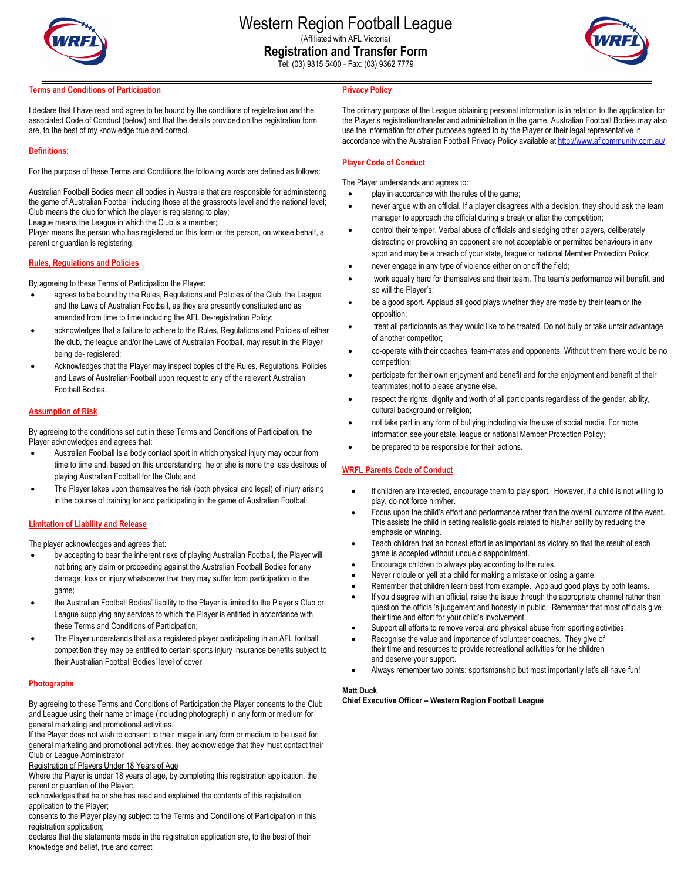# Western Region Football League

(Affiliated with AFL Victoria)

## Registration and Transfer Form

Tel: (03) 9315 5400 - Fax: (03) 9362 7779

### Terms and Conditions of Participation

I declare that I have read and agree to be bound by the conditions of registration and the associated Code of Conduct (below) and that the details provided on the registration form are, to the best of my knowledge true and correct.

### Definitions:

For the purpose of these Terms and Conditions the following words are defined as follows:

Australian Football Bodies mean all bodies in Australia that are responsible for administering the game of Australian Football including those at the grassroots level and the national level;
Club means the club for which the player is registering to play;
League means the League in which the Club is a member;
Player means the person who has registered on this form or the person, on whose behalf, a parent or guardian is registering.

### Rules, Regulations and Policies

By agreeing to these Terms of Participation the Player:

- agrees to be bound by the Rules, Regulations and Policies of the Club, the League and the Laws of Australian Football, as they are presently constituted and as amended from time to time including the AFL De-registration Policy;
- acknowledges that a failure to adhere to the Rules, Regulations and Policies of either the club, the league and/or the Laws of Australian Football, may result in the Player being de- registered;
- Acknowledges that the Player may inspect copies of the Rules, Regulations, Policies and Laws of Australian Football upon request to any of the relevant Australian Football Bodies.

### Assumption of Risk

By agreeing to the conditions set out in these Terms and Conditions of Participation, the Player acknowledges and agrees that:

- Australian Football is a body contact sport in which physical injury may occur from time to time and, based on this understanding, he or she is none the less desirous of playing Australian Football for the Club; and
- The Player takes upon themselves the risk (both physical and legal) of injury arising in the course of training for and participating in the game of Australian Football.

### Limitation of Liability and Release

The player acknowledges and agrees that:

- by accepting to bear the inherent risks of playing Australian Football, the Player will not bring any claim or proceeding against the Australian Football Bodies for any damage, loss or injury whatsoever that they may suffer from participation in the game;
- the Australian Football Bodies' liability to the Player is limited to the Player's Club or League supplying any services to which the Player is entitled in accordance with these Terms and Conditions of Participation;
- The Player understands that as a registered player participating in an AFL football competition they may be entitled to certain sports injury insurance benefits subject to their Australian Football Bodies' level of cover.

### Photographs

By agreeing to these Terms and Conditions of Participation the Player consents to the Club and League using their name or image (including photograph) in any form or medium for general marketing and promotional activities.
If the Player does not wish to consent to their image in any form or medium to be used for general marketing and promotional activities, they acknowledge that they must contact their Club or League Administrator

Registration of Players Under 18 Years of Age

Where the Player is under 18 years of age, by completing this registration application, the parent or guardian of the Player:
acknowledges that he or she has read and explained the contents of this registration application to the Player;
consents to the Player playing subject to the Terms and Conditions of Participation in this registration application;
declares that the statements made in the registration application are, to the best of their knowledge and belief, true and correct

### Privacy Policy

The primary purpose of the League obtaining personal information is in relation to the application for the Player's registration/transfer and administration in the game. Australian Football Bodies may also use the information for other purposes agreed to by the Player or their legal representative in accordance with the Australian Football Privacy Policy available at http://www.aflcommunity.com.au/.

### Player Code of Conduct

The Player understands and agrees to:

- play in accordance with the rules of the game;
- never argue with an official. If a player disagrees with a decision, they should ask the team manager to approach the official during a break or after the competition;
- control their temper. Verbal abuse of officials and sledging other players, deliberately distracting or provoking an opponent are not acceptable or permitted behaviours in any sport and may be a breach of your state, league or national Member Protection Policy;
- never engage in any type of violence either on or off the field;
- work equally hard for themselves and their team. The team's performance will benefit, and so will the Player's;
- be a good sport. Applaud all good plays whether they are made by their team or the opposition;
- treat all participants as they would like to be treated. Do not bully or take unfair advantage of another competitor;
- co-operate with their coaches, team-mates and opponents. Without them there would be no competition;
- participate for their own enjoyment and benefit and for the enjoyment and benefit of their teammates; not to please anyone else.
- respect the rights, dignity and worth of all participants regardless of the gender, ability, cultural background or religion;
- not take part in any form of bullying including via the use of social media. For more information see your state, league or national Member Protection Policy;
- be prepared to be responsible for their actions.

### WRFL Parents Code of Conduct

- If children are interested, encourage them to play sport. However, if a child is not willing to play, do not force him/her.
- Focus upon the child's effort and performance rather than the overall outcome of the event. This assists the child in setting realistic goals related to his/her ability by reducing the emphasis on winning.
- Teach children that an honest effort is as important as victory so that the result of each game is accepted without undue disappointment.
- Encourage children to always play according to the rules.
- Never ridicule or yell at a child for making a mistake or losing a game.
- Remember that children learn best from example. Applaud good plays by both teams.
- If you disagree with an official, raise the issue through the appropriate channel rather than question the official's judgement and honesty in public. Remember that most officials give their time and effort for your child's involvement.
- Support all efforts to remove verbal and physical abuse from sporting activities.
- Recognise the value and importance of volunteer coaches. They give of their time and resources to provide recreational activities for the children and deserve your support.
- Always remember two points: sportsmanship but most importantly let's all have fun!

**Matt Duck**
**Chief Executive Officer – Western Region Football League**